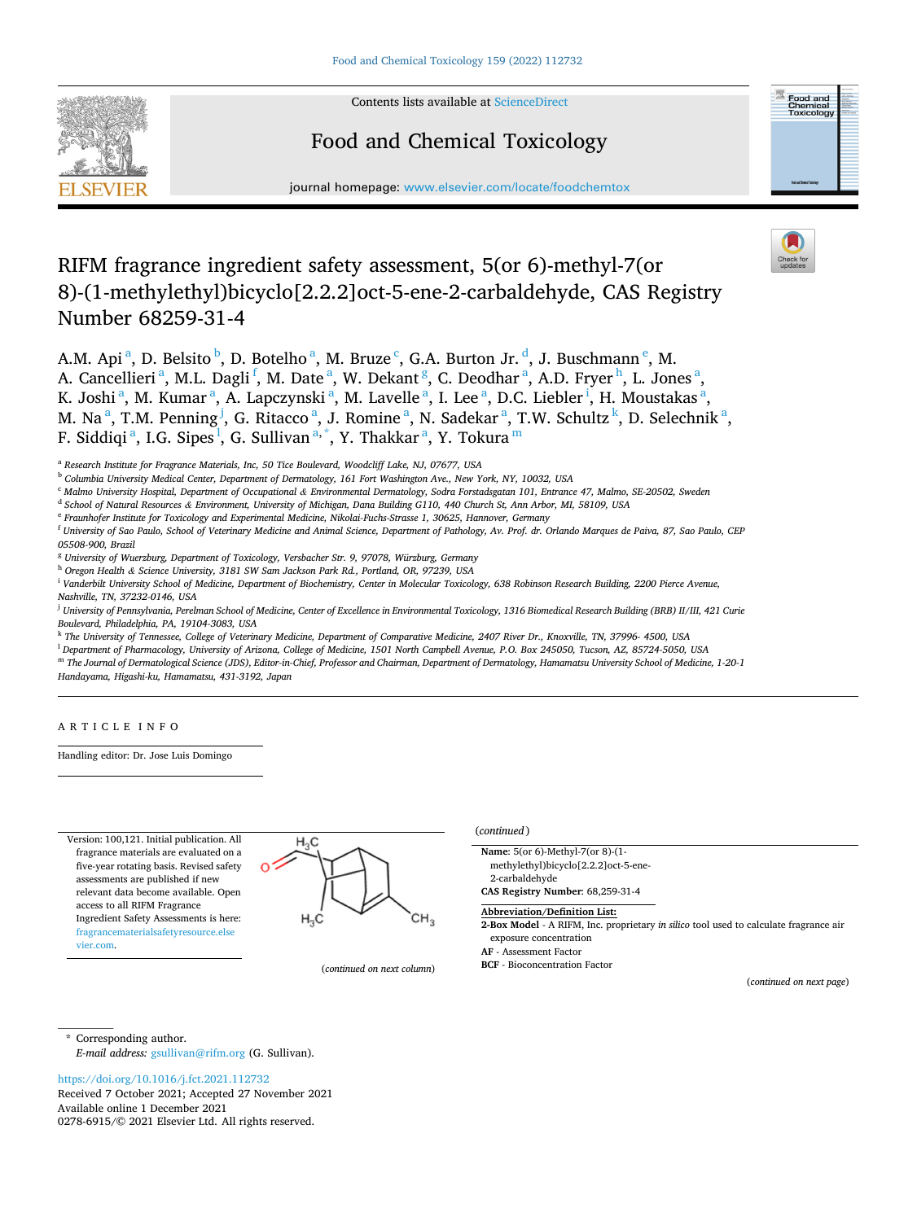Contents lists available at ScienceDirect

# Food and Chemical Toxicology

journal homepage: www.elsevier.com/locate/foodchemtox

# RIFM fragrance ingredient safety assessment, 5(or 6)-methyl-7(or 8)-(1-methylethyl)bicyclo[2.2.2]oct-5-ene-2-carbaldehyde, CAS Registry Number 68259-31-4

A.M. Api [a], D. Belsito [b], D. Botelho [a], M. Bruze [c], G.A. Burton Jr. [d], J. Buschmann [e], M. A. Cancellieri [a], M.L. Dagli [f], M. Date [a], W. Dekant [g], C. Deodhar [a], A.D. Fryer [h], L. Jones [a], K. Joshi [a], M. Kumar [a], A. Lapczynski [a], M. Lavelle [a], I. Lee [a], D.C. Liebler [i], H. Moustakas [a], M. Na [a], T.M. Penning [j], G. Ritacco [a], J. Romine [a], N. Sadekar [a], T.W. Schultz [k], D. Selechnik [a], F. Siddiqi [a], I.G. Sipes [l], G. Sullivan [a,*], Y. Thakkar [a], Y. Tokura [m]

[a] Research Institute for Fragrance Materials, Inc, 50 Tice Boulevard, Woodcliff Lake, NJ, 07677, USA
[b] Columbia University Medical Center, Department of Dermatology, 161 Fort Washington Ave., New York, NY, 10032, USA
[c] Malmo University Hospital, Department of Occupational & Environmental Dermatology, Sodra Forstadsgatan 101, Entrance 47, Malmo, SE-20502, Sweden
[d] School of Natural Resources & Environment, University of Michigan, Dana Building G110, 440 Church St, Ann Arbor, MI, 58109, USA
[e] Fraunhofer Institute for Toxicology and Experimental Medicine, Nikolai-Fuchs-Strasse 1, 30625, Hannover, Germany
[f] University of Sao Paulo, School of Veterinary Medicine and Animal Science, Department of Pathology, Av. Prof. dr. Orlando Marques de Paiva, 87, Sao Paulo, CEP 05508-900, Brazil
[g] University of Wuerzburg, Department of Toxicology, Versbacher Str. 9, 97078, Würzburg, Germany
[h] Oregon Health & Science University, 3181 SW Sam Jackson Park Rd., Portland, OR, 97239, USA
[i] Vanderbilt University School of Medicine, Department of Biochemistry, Center in Molecular Toxicology, 638 Robinson Research Building, 2200 Pierce Avenue, Nashville, TN, 37232-0146, USA
[j] University of Pennsylvania, Perelman School of Medicine, Center of Excellence in Environmental Toxicology, 1316 Biomedical Research Building (BRB) II/III, 421 Curie Boulevard, Philadelphia, PA, 19104-3083, USA
[k] The University of Tennessee, College of Veterinary Medicine, Department of Comparative Medicine, 2407 River Dr., Knoxville, TN, 37996- 4500, USA
[l] Department of Pharmacology, University of Arizona, College of Medicine, 1501 North Campbell Avenue, P.O. Box 245050, Tucson, AZ, 85724-5050, USA
[m] The Journal of Dermatological Science (JDS), Editor-in-Chief, Professor and Chairman, Department of Dermatology, Hamamatsu University School of Medicine, 1-20-1 Handayama, Higashi-ku, Hamamatsu, 431-3192, Japan

## ARTICLE INFO

Handling editor: Dr. Jose Luis Domingo

Version: 100,121. Initial publication. All fragrance materials are evaluated on a five-year rotating basis. Revised safety assessments are published if new relevant data become available. Open access to all RIFM Fragrance Ingredient Safety Assessments is here: fragrancematerialsafetyresource.elsevier.com.

(continued on next column)

(continued)

**Name**: 5(or 6)-Methyl-7(or 8)-(1-methylethyl)bicyclo[2.2.2]oct-5-ene-2-carbaldehyde
**CAS Registry Number**: 68,259-31-4

**Abbreviation/Definition List:**

**2-Box Model** - A RIFM, Inc. proprietary *in silico* tool used to calculate fragrance air exposure concentration
**AF** - Assessment Factor
**BCF** - Bioconcentration Factor

(continued on next page)

* Corresponding author.
*E-mail address:* gsullivan@rifm.org (G. Sullivan).

https://doi.org/10.1016/j.fct.2021.112732
Received 7 October 2021; Accepted 27 November 2021
Available online 1 December 2021
0278-6915/© 2021 Elsevier Ltd. All rights reserved.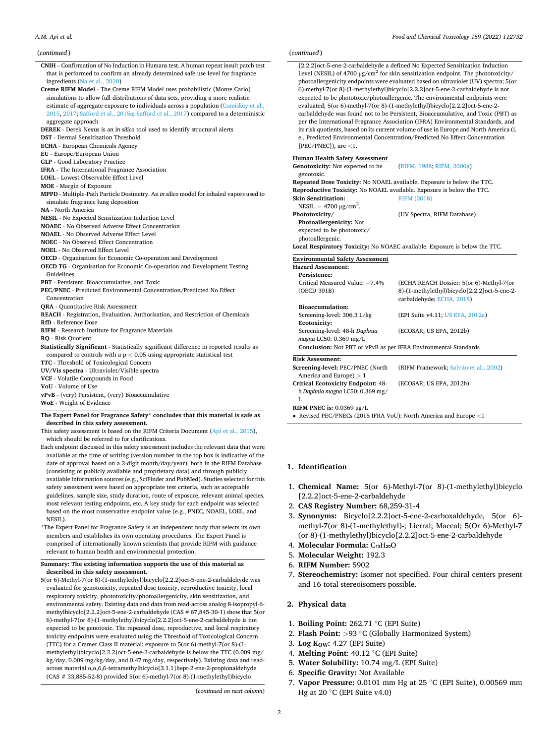(continued)

**CNIH** – Confirmation of No Induction in Humans test. A human repeat insult patch test that is performed to confirm an already determined safe use level for fragrance ingredients (Na et al., 2020)

**Creme RIFM Model** - The Creme RIFM Model uses probabilistic (Monte Carlo) simulations to allow full distributions of data sets, providing a more realistic estimate of aggregate exposure to individuals across a population (Comiskey et al., 2015, 2017; Safford et al., 2015a; Safford et al., 2017) compared to a deterministic aggregate approach

**DEREK** - Derek Nexus is an *in silico* tool used to identify structural alerts

**DST** - Dermal Sensitization Threshold

**ECHA** - European Chemicals Agency

**EU** - Europe/European Union

**GLP** - Good Laboratory Practice

**IFRA** - The International Fragrance Association

**LOEL** - Lowest Observable Effect Level

**MOE** - Margin of Exposure

**MPPD** - Multiple-Path Particle Dosimetry. An *in silico* model for inhaled vapors used to simulate fragrance lung deposition

**NA** - North America

**NESIL** - No Expected Sensitization Induction Level

**NOAEC** - No Observed Adverse Effect Concentration

**NOAEL** - No Observed Adverse Effect Level

**NOEC** - No Observed Effect Concentration

**NOEL** - No Observed Effect Level

**OECD** - Organisation for Economic Co-operation and Development

**OECD TG** - Organisation for Economic Co-operation and Development Testing Guidelines

**PBT** - Persistent, Bioaccumulative, and Toxic

**PEC/PNEC** - Predicted Environmental Concentration/Predicted No Effect Concentration

**QRA** - Quantitative Risk Assessment

**REACH** - Registration, Evaluation, Authorisation, and Restriction of Chemicals

**RfD** - Reference Dose

**RIFM** - Research Institute for Fragrance Materials

**RQ** - Risk Quotient

**Statistically Significant** - Statistically significant difference in reported results as compared to controls with a $p < 0.05$ using appropriate statistical test

**TTC** - Threshold of Toxicological Concern

**UV/Vis spectra** - Ultraviolet/Visible spectra

**VCF** - Volatile Compounds in Food

**VoU** - Volume of Use

**vPvB** - (very) Persistent, (very) Bioaccumulative

**WoE** - Weight of Evidence

**The Expert Panel for Fragrance Safety\* concludes that this material is safe as described in this safety assessment.**

This safety assessment is based on the RIFM Criteria Document (Api et al., 2015), which should be referred to for clarifications.

Each endpoint discussed in this safety assessment includes the relevant data that were available at the time of writing (version number in the top box is indicative of the date of approval based on a 2-digit month/day/year), both in the RIFM Database (consisting of publicly available and proprietary data) and through publicly available information sources (e.g., SciFinder and PubMed). Studies selected for this safety assessment were based on appropriate test criteria, such as acceptable guidelines, sample size, study duration, route of exposure, relevant animal species, most relevant testing endpoints, etc. A key study for each endpoint was selected based on the most conservative endpoint value (e.g., PNEC, NOAEL, LOEL, and NESIL).

\*The Expert Panel for Fragrance Safety is an independent body that selects its own members and establishes its own operating procedures. The Expert Panel is comprised of internationally known scientists that provide RIFM with guidance relevant to human health and environmental protection.

**Summary: The existing information supports the use of this material as described in this safety assessment.**

5(or 6)-Methyl-7(or 8)-(1-methylethyl)bicyclo[2.2.2]oct-5-ene-2-carbaldehyde was evaluated for genotoxicity, repeated dose toxicity, reproductive toxicity, local respiratory toxicity, phototoxicity/photoallergenicity, skin sensitization, and environmental safety. Existing data and data from read-across analog 8-isopropyl-6-methylbicyclo[2.2.2]oct-5-ene-2-carbaldehyde (CAS # 67,845-30-1) show that 5(or 6)-methyl-7(or 8)-(1-methylethyl)bicyclo[2.2.2]oct-5-ene-2-carbaldehyde is not expected to be genotoxic. The repeated dose, reproductive, and local respiratory toxicity endpoints were evaluated using the Threshold of Toxicological Concern (TTC) for a Cramer Class II material; exposure to 5(or 6)-methyl-7(or 8)-(1-methylethyl)bicyclo[2.2.2]oct-5-ene-2-carbaldehyde is below the TTC (0.009 mg/kg/day, 0.009 mg/kg/day, and 0.47 mg/day, respectively). Existing data and read-across material α,α,6,6-tetramethylbicyclo[3.1.1]hept-2-ene-2-propionaldehyde (CAS # 33,885-52-8) provided 5(or 6)-methyl-7(or 8)-(1-methylethyl)bicyclo[2.2.2]oct-5-ene-2-carbaldehyde a defined No Expected Sensitization Induction Level (NESIL) of 4700 μg/cm$^2$ for skin sensitization endpoint. The phototoxicity/photoallergenicity endpoints were evaluated based on ultraviolet (UV) spectra; 5(or 6)-methyl-7(or 8)-(1-methylethyl)bicyclo[2.2.2]oct-5-ene-2-carbaldehyde is not expected to be phototoxic/photoallergenic. The environmental endpoints were evaluated; 5(or 6)-methyl-7(or 8)-(1-methylethyl)bicyclo[2.2.2]oct-5-ene-2-carbaldehyde was found not to be Persistent, Bioaccumulative, and Toxic (PBT) as per the International Fragrance Association (IFRA) Environmental Standards, and its risk quotients, based on its current volume of use in Europe and North America (i.e., Predicted Environmental Concentration/Predicted No Effect Concentration [PEC/PNEC]), are <1.

| | |
|---|---|
| **Human Health Safety Assessment** | |
| **Genotoxicity:** Not expected to be genotoxic. | (RIFM, 1988; RIFM, 2000a) |
| **Repeated Dose Toxicity:** No NOAEL available. Exposure is below the TTC. | |
| **Reproductive Toxicity:** No NOAEL available. Exposure is below the TTC. | |
| **Skin Sensitization:** NESIL = 4700 μg/cm$^2$. | RIFM (2018) |
| **Phototoxicity/ Photoallergenicity:** Not expected to be phototoxic/ photoallergenic. | (UV Spectra, RIFM Database) |
| **Local Respiratory Toxicity:** No NOAEC available. Exposure is below the TTC. | |

| | |
|---|---|
| **Environmental Safety Assessment** | |
| **Hazard Assessment:** | |
| **Persistence:** | |
| Critical Measured Value: −7.4% (OECD 301B) | (ECHA REACH Dossier: 5(or 6)-Methyl-7(or 8)-(1-methylethyl)bicyclo[2.2.2]oct-5-ene-2-carbaldehyde; ECHA, 2018) |
| **Bioaccumulation:** | |
| Screening-level: 306.3 L/kg | (EPI Suite v4.11; US EPA, 2012a) |
| **Ecotoxicity:** | |
| Screening-level: 48-h *Daphnia magna* LC50: 0.369 mg/L | (ECOSAR; US EPA, 2012b) |
| **Conclusion:** Not PBT or vPvB as per IFRA Environmental Standards | |
| **Risk Assessment:** | |
| **Screening-level:** PEC/PNEC (North America and Europe) > 1 | (RIFM Framework; Salvito et al., 2002) |
| **Critical Ecotoxicity Endpoint:** 48-h *Daphnia magna* LC50: 0.369 mg/L | (ECOSAR; US EPA, 2012b) |
| **RIFM PNEC is:** 0.0369 μg/L | |
| • Revised PEC/PNECs (2015 IFRA VoU): North America and Europe <1 | |

## 1. Identification

1. **Chemical Name:** 5(or 6)-Methyl-7(or 8)-(1-methylethyl)bicyclo[2.2.2]oct-5-ene-2-carbaldehyde
2. **CAS Registry Number:** 68,259-31-4
3. **Synonyms:** Bicyclo[2.2.2]oct-5-ene-2-carboxaldehyde, 5(or 6)-methyl-7(or 8)-(1-methylethyl)-; Lierral; Maceal; 5(Or 6)-Methyl-7(or 8)-(1-methylethyl)bicyclo[2.2.2]oct-5-ene-2-carbaldehyde
4. **Molecular Formula:** $C_{13}H_{20}O$
5. **Molecular Weight:** 192.3
6. **RIFM Number:** 5902
7. **Stereochemistry:** Isomer not specified. Four chiral centers present and 16 total stereoisomers possible.

## 2. Physical data

1. **Boiling Point:** 262.71 °C (EPI Suite)
2. **Flash Point:** >93 °C (Globally Harmonized System)
3. **Log $K_{OW}$:** 4.27 (EPI Suite)
4. **Melting Point**: 40.12 °C (EPI Suite)
5. **Water Solubility:** 10.74 mg/L (EPI Suite)
6. **Specific Gravity:** Not Available
7. **Vapor Pressure:** 0.0101 mm Hg at 25 °C (EPI Suite), 0.00569 mm Hg at 20 °C (EPI Suite v4.0)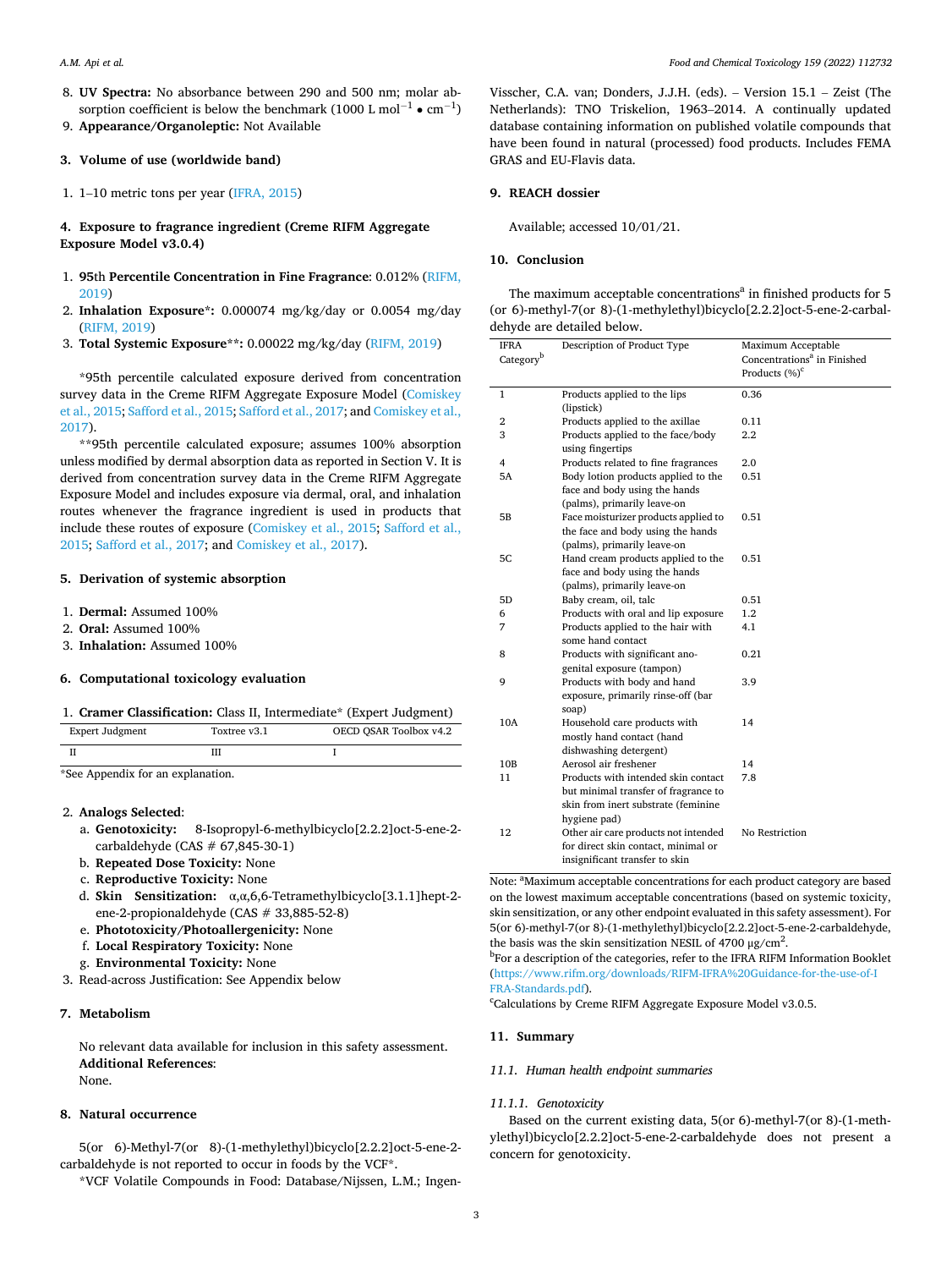8. **UV Spectra:** No absorbance between 290 and 500 nm; molar absorption coefficient is below the benchmark (1000 L $mol^{-1}$ • $cm^{-1}$)
9. **Appearance/Organoleptic:** Not Available

## 3. Volume of use (worldwide band)

1. 1–10 metric tons per year (IFRA, 2015)

## 4. Exposure to fragrance ingredient (Creme RIFM Aggregate Exposure Model v3.0.4)

1. **95th Percentile Concentration in Fine Fragrance**: 0.012% (RIFM, 2019)
2. **Inhalation Exposure*:** 0.000074 mg/kg/day or 0.0054 mg/day (RIFM, 2019)
3. **Total Systemic Exposure**:** 0.00022 mg/kg/day (RIFM, 2019)

*95th percentile calculated exposure derived from concentration survey data in the Creme RIFM Aggregate Exposure Model (Comiskey et al., 2015; Safford et al., 2015; Safford et al., 2017; and Comiskey et al., 2017).

**95th percentile calculated exposure; assumes 100% absorption unless modified by dermal absorption data as reported in Section V. It is derived from concentration survey data in the Creme RIFM Aggregate Exposure Model and includes exposure via dermal, oral, and inhalation routes whenever the fragrance ingredient is used in products that include these routes of exposure (Comiskey et al., 2015; Safford et al., 2015; Safford et al., 2017; and Comiskey et al., 2017).

## 5. Derivation of systemic absorption

1. **Dermal:** Assumed 100%
2. **Oral:** Assumed 100%
3. **Inhalation:** Assumed 100%

## 6. Computational toxicology evaluation

1. **Cramer Classification:** Class II, Intermediate* (Expert Judgment)

| Expert Judgment | Toxtree v3.1 | OECD QSAR Toolbox v4.2 |
|---|---|---|
| II | III | I |

*See Appendix for an explanation.

2. **Analogs Selected**:
   a. **Genotoxicity:** 8-Isopropyl-6-methylbicyclo[2.2.2]oct-5-ene-2-carbaldehyde (CAS # 67,845-30-1)
   b. **Repeated Dose Toxicity:** None
   c. **Reproductive Toxicity:** None
   d. **Skin Sensitization:** α,α,6,6-Tetramethylbicyclo[3.1.1]hept-2-ene-2-propionaldehyde (CAS # 33,885-52-8)
   e. **Phototoxicity/Photoallergenicity:** None
   f. **Local Respiratory Toxicity:** None
   g. **Environmental Toxicity:** None
3. Read-across Justification: See Appendix below

## 7. Metabolism

No relevant data available for inclusion in this safety assessment.
**Additional References**:
None.

## 8. Natural occurrence

5(or 6)-Methyl-7(or 8)-(1-methylethyl)bicyclo[2.2.2]oct-5-ene-2-carbaldehyde is not reported to occur in foods by the VCF*.

*VCF Volatile Compounds in Food: Database/Nijssen, L.M.; Ingen-Visscher, C.A. van; Donders, J.J.H. (eds). – Version 15.1 – Zeist (The Netherlands): TNO Triskelion, 1963–2014. A continually updated database containing information on published volatile compounds that have been found in natural (processed) food products. Includes FEMA GRAS and EU-Flavis data.

## 9. REACH dossier

Available; accessed 10/01/21.

## 10. Conclusion

The maximum acceptable concentrations[a] in finished products for 5 (or 6)-methyl-7(or 8)-(1-methylethyl)bicyclo[2.2.2]oct-5-ene-2-carbaldehyde are detailed below.

| IFRA Category[b] | Description of Product Type | Maximum Acceptable Concentrations[a] in Finished Products (%)[c] |
|---|---|---|
| 1 | Products applied to the lips (lipstick) | 0.36 |
| 2 | Products applied to the axillae | 0.11 |
| 3 | Products applied to the face/body using fingertips | 2.2 |
| 4 | Products related to fine fragrances | 2.0 |
| 5A | Body lotion products applied to the face and body using the hands (palms), primarily leave-on | 0.51 |
| 5B | Face moisturizer products applied to the face and body using the hands (palms), primarily leave-on | 0.51 |
| 5C | Hand cream products applied to the face and body using the hands (palms), primarily leave-on | 0.51 |
| 5D | Baby cream, oil, talc | 0.51 |
| 6 | Products with oral and lip exposure | 1.2 |
| 7 | Products applied to the hair with some hand contact | 4.1 |
| 8 | Products with significant ano-genital exposure (tampon) | 0.21 |
| 9 | Products with body and hand exposure, primarily rinse-off (bar soap) | 3.9 |
| 10A | Household care products with mostly hand contact (hand dishwashing detergent) | 14 |
| 10B | Aerosol air freshener | 14 |
| 11 | Products with intended skin contact but minimal transfer of fragrance to skin from inert substrate (feminine hygiene pad) | 7.8 |
| 12 | Other air care products not intended for direct skin contact, minimal or insignificant transfer to skin | No Restriction |

Note: [a]Maximum acceptable concentrations for each product category are based on the lowest maximum acceptable concentrations (based on systemic toxicity, skin sensitization, or any other endpoint evaluated in this safety assessment). For 5(or 6)-methyl-7(or 8)-(1-methylethyl)bicyclo[2.2.2]oct-5-ene-2-carbaldehyde, the basis was the skin sensitization NESIL of 4700 μg/$cm^2$.
[b]For a description of the categories, refer to the IFRA RIFM Information Booklet (https://www.rifm.org/downloads/RIFM-IFRA%20Guidance-for-the-use-of-IFRA-Standards.pdf).
[c]Calculations by Creme RIFM Aggregate Exposure Model v3.0.5.

## 11. Summary

### 11.1. Human health endpoint summaries

#### 11.1.1. Genotoxicity

Based on the current existing data, 5(or 6)-methyl-7(or 8)-(1-methylethyl)bicyclo[2.2.2]oct-5-ene-2-carbaldehyde does not present a concern for genotoxicity.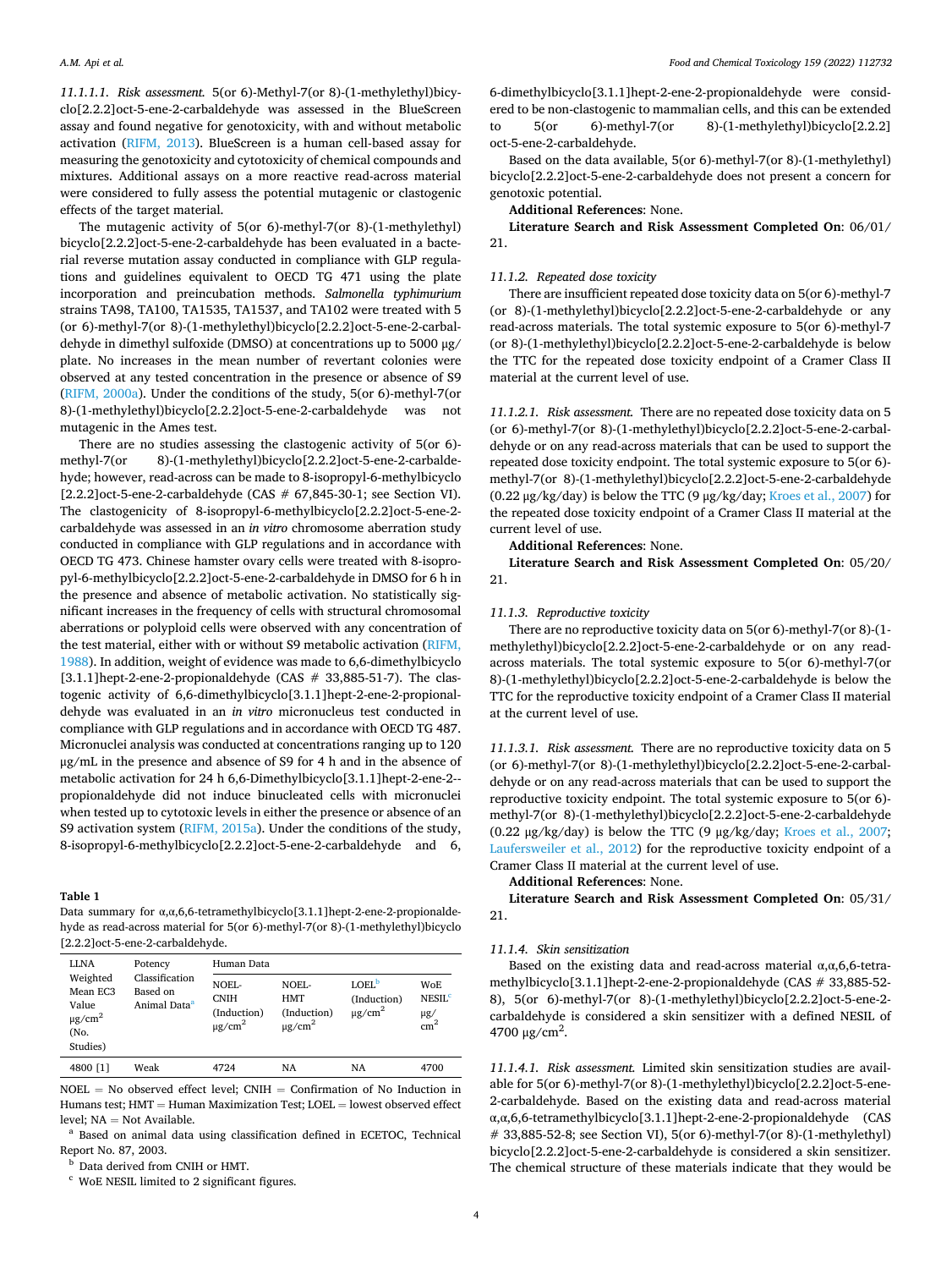*11.1.1.1. Risk assessment.* 5(or 6)-Methyl-7(or 8)-(1-methylethyl)bicyclo[2.2.2]oct-5-ene-2-carbaldehyde was assessed in the BlueScreen assay and found negative for genotoxicity, with and without metabolic activation (RIFM, 2013). BlueScreen is a human cell-based assay for measuring the genotoxicity and cytotoxicity of chemical compounds and mixtures. Additional assays on a more reactive read-across material were considered to fully assess the potential mutagenic or clastogenic effects of the target material.

The mutagenic activity of 5(or 6)-methyl-7(or 8)-(1-methylethyl)bicyclo[2.2.2]oct-5-ene-2-carbaldehyde has been evaluated in a bacterial reverse mutation assay conducted in compliance with GLP regulations and guidelines equivalent to OECD TG 471 using the plate incorporation and preincubation methods. *Salmonella typhimurium* strains TA98, TA100, TA1535, TA1537, and TA102 were treated with 5(or 6)-methyl-7(or 8)-(1-methylethyl)bicyclo[2.2.2]oct-5-ene-2-carbaldehyde in dimethyl sulfoxide (DMSO) at concentrations up to 5000 μg/plate. No increases in the mean number of revertant colonies were observed at any tested concentration in the presence or absence of S9 (RIFM, 2000a). Under the conditions of the study, 5(or 6)-methyl-7(or 8)-(1-methylethyl)bicyclo[2.2.2]oct-5-ene-2-carbaldehyde was not mutagenic in the Ames test.

There are no studies assessing the clastogenic activity of 5(or 6)-methyl-7(or 8)-(1-methylethyl)bicyclo[2.2.2]oct-5-ene-2-carbaldehyde; however, read-across can be made to 8-isopropyl-6-methylbicyclo[2.2.2]oct-5-ene-2-carbaldehyde (CAS # 67,845-30-1; see Section VI). The clastogenicity of 8-isopropyl-6-methylbicyclo[2.2.2]oct-5-ene-2-carbaldehyde was assessed in an *in vitro* chromosome aberration study conducted in compliance with GLP regulations and in accordance with OECD TG 473. Chinese hamster ovary cells were treated with 8-isopropyl-6-methylbicyclo[2.2.2]oct-5-ene-2-carbaldehyde in DMSO for 6 h in the presence and absence of metabolic activation. No statistically significant increases in the frequency of cells with structural chromosomal aberrations or polyploid cells were observed with any concentration of the test material, either with or without S9 metabolic activation (RIFM, 1988). In addition, weight of evidence was made to 6,6-dimethylbicyclo[3.1.1]hept-2-ene-2-propionaldehyde (CAS # 33,885-51-7). The clastogenic activity of 6,6-dimethylbicyclo[3.1.1]hept-2-ene-2-propionaldehyde was evaluated in an *in vitro* micronucleus test conducted in compliance with GLP regulations and in accordance with OECD TG 487. Micronuclei analysis was conducted at concentrations ranging up to 120 μg/mL in the presence and absence of S9 for 4 h and in the absence of metabolic activation for 24 h 6,6-Dimethylbicyclo[3.1.1]hept-2-ene-2--propionaldehyde did not induce binucleated cells with micronuclei when tested up to cytotoxic levels in either the presence or absence of an S9 activation system (RIFM, 2015a). Under the conditions of the study, 8-isopropyl-6-methylbicyclo[2.2.2]oct-5-ene-2-carbaldehyde and 6,6-dimethylbicyclo[3.1.1]hept-2-ene-2-propionaldehyde were considered to be non-clastogenic to mammalian cells, and this can be extended to 5(or 6)-methyl-7(or 8)-(1-methylethyl)bicyclo[2.2.2]oct-5-ene-2-carbaldehyde.

Based on the data available, 5(or 6)-methyl-7(or 8)-(1-methylethyl)bicyclo[2.2.2]oct-5-ene-2-carbaldehyde does not present a concern for genotoxic potential.

**Additional References**: None.

**Literature Search and Risk Assessment Completed On**: 06/01/21.

*11.1.2. Repeated dose toxicity*

There are insufficient repeated dose toxicity data on 5(or 6)-methyl-7(or 8)-(1-methylethyl)bicyclo[2.2.2]oct-5-ene-2-carbaldehyde or any read-across materials. The total systemic exposure to 5(or 6)-methyl-7(or 8)-(1-methylethyl)bicyclo[2.2.2]oct-5-ene-2-carbaldehyde is below the TTC for the repeated dose toxicity endpoint of a Cramer Class II material at the current level of use.

*11.1.2.1. Risk assessment.* There are no repeated dose toxicity data on 5(or 6)-methyl-7(or 8)-(1-methylethyl)bicyclo[2.2.2]oct-5-ene-2-carbaldehyde or on any read-across materials that can be used to support the repeated dose toxicity endpoint. The total systemic exposure to 5(or 6)-methyl-7(or 8)-(1-methylethyl)bicyclo[2.2.2]oct-5-ene-2-carbaldehyde (0.22 μg/kg/day) is below the TTC (9 μg/kg/day; Kroes et al., 2007) for the repeated dose toxicity endpoint of a Cramer Class II material at the current level of use.

**Additional References**: None.

**Literature Search and Risk Assessment Completed On**: 05/20/21.

*11.1.3. Reproductive toxicity*

There are no reproductive toxicity data on 5(or 6)-methyl-7(or 8)-(1-methylethyl)bicyclo[2.2.2]oct-5-ene-2-carbaldehyde or on any read-across materials. The total systemic exposure to 5(or 6)-methyl-7(or 8)-(1-methylethyl)bicyclo[2.2.2]oct-5-ene-2-carbaldehyde is below the TTC for the reproductive toxicity endpoint of a Cramer Class II material at the current level of use.

*11.1.3.1. Risk assessment.* There are no reproductive toxicity data on 5(or 6)-methyl-7(or 8)-(1-methylethyl)bicyclo[2.2.2]oct-5-ene-2-carbaldehyde or on any read-across materials that can be used to support the reproductive toxicity endpoint. The total systemic exposure to 5(or 6)-methyl-7(or 8)-(1-methylethyl)bicyclo[2.2.2]oct-5-ene-2-carbaldehyde (0.22 μg/kg/day) is below the TTC (9 μg/kg/day; Kroes et al., 2007; Laufersweiler et al., 2012) for the reproductive toxicity endpoint of a Cramer Class II material at the current level of use.

**Additional References**: None.

**Literature Search and Risk Assessment Completed On**: 05/31/21.

*11.1.4. Skin sensitization*

Based on the existing data and read-across material α,α,6,6-tetramethylbicyclo[3.1.1]hept-2-ene-2-propionaldehyde (CAS # 33,885-52-8), 5(or 6)-methyl-7(or 8)-(1-methylethyl)bicyclo[2.2.2]oct-5-ene-2-carbaldehyde is considered a skin sensitizer with a defined NESIL of 4700 μg/cm².

*11.1.4.1. Risk assessment.* Limited skin sensitization studies are available for 5(or 6)-methyl-7(or 8)-(1-methylethyl)bicyclo[2.2.2]oct-5-ene-2-carbaldehyde. Based on the existing data and read-across material α,α,6,6-tetramethylbicyclo[3.1.1]hept-2-ene-2-propionaldehyde (CAS # 33,885-52-8; see Section VI), 5(or 6)-methyl-7(or 8)-(1-methylethyl)bicyclo[2.2.2]oct-5-ene-2-carbaldehyde is considered a skin sensitizer. The chemical structure of these materials indicate that they would be

**Table 1**
Data summary for α,α,6,6-tetramethylbicyclo[3.1.1]hept-2-ene-2-propionaldehyde as read-across material for 5(or 6)-methyl-7(or 8)-(1-methylethyl)bicyclo[2.2.2]oct-5-ene-2-carbaldehyde.

| LLNA Weighted Mean EC3 Value μg/cm² (No. Studies) | Potency Classification Based on Animal Data[a] | Human Data | | | |
|---|---|---|---|---|---|
| | | NOEL-CNIH (Induction) μg/cm² | NOEL-HMT (Induction) μg/cm² | LOEL[b] (Induction) μg/cm² | WoE NESIL[c] μg/cm² |
| 4800 [1] | Weak | 4724 | NA | NA | 4700 |

NOEL = No observed effect level; CNIH = Confirmation of No Induction in Humans test; HMT = Human Maximization Test; LOEL = lowest observed effect level; NA = Not Available.

[a] Based on animal data using classification defined in ECETOC, Technical Report No. 87, 2003.

[b] Data derived from CNIH or HMT.

[c] WoE NESIL limited to 2 significant figures.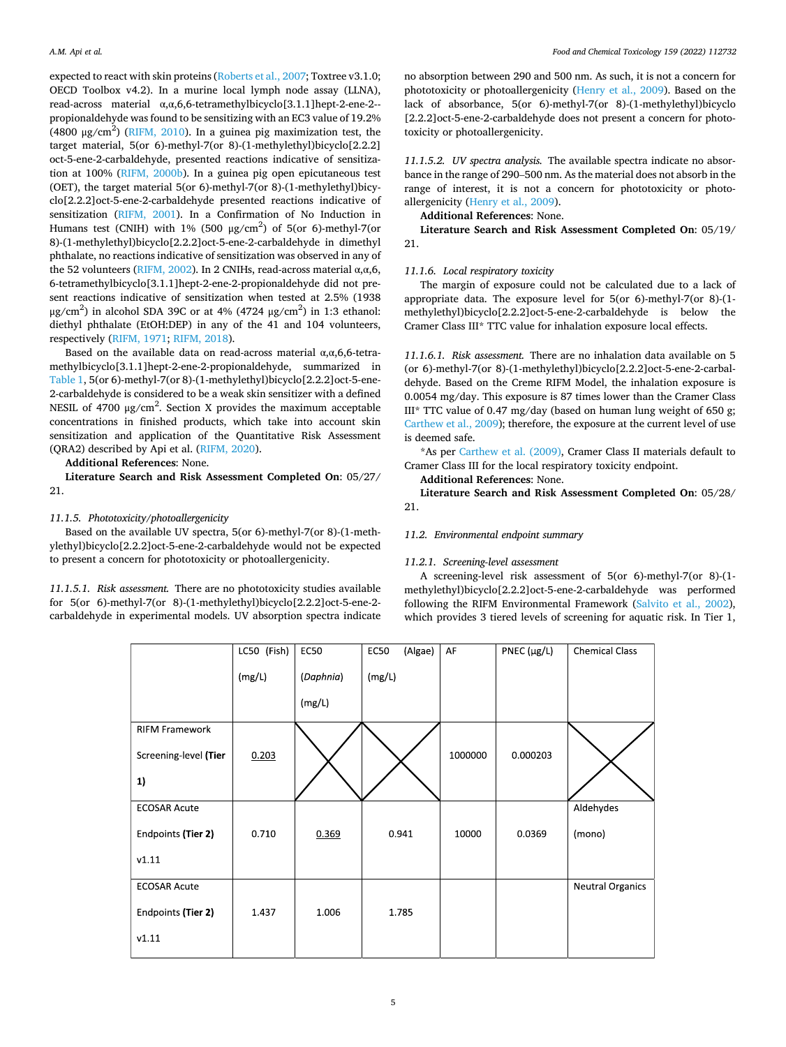expected to react with skin proteins (Roberts et al., 2007; Toxtree v3.1.0; OECD Toolbox v4.2). In a murine local lymph node assay (LLNA), read-across material α,α,6,6-tetramethylbicyclo[3.1.1]hept-2-ene-2-propionaldehyde was found to be sensitizing with an EC3 value of 19.2% (4800 μg/cm$^2$) (RIFM, 2010). In a guinea pig maximization test, the target material, 5(or 6)-methyl-7(or 8)-(1-methylethyl)bicyclo[2.2.2]oct-5-ene-2-carbaldehyde, presented reactions indicative of sensitization at 100% (RIFM, 2000b). In a guinea pig open epicutaneous test (OET), the target material 5(or 6)-methyl-7(or 8)-(1-methylethyl)bicyclo[2.2.2]oct-5-ene-2-carbaldehyde presented reactions indicative of sensitization (RIFM, 2001). In a Confirmation of No Induction in Humans test (CNIH) with 1% (500 μg/cm$^2$) of 5(or 6)-methyl-7(or 8)-(1-methylethyl)bicyclo[2.2.2]oct-5-ene-2-carbaldehyde in dimethyl phthalate, no reactions indicative of sensitization was observed in any of the 52 volunteers (RIFM, 2002). In 2 CNIHs, read-across material α,α,6,6-tetramethylbicyclo[3.1.1]hept-2-ene-2-propionaldehyde did not present reactions indicative of sensitization when tested at 2.5% (1938 μg/cm$^2$) in alcohol SDA 39C or at 4% (4724 μg/cm$^2$) in 1:3 ethanol: diethyl phthalate (EtOH:DEP) in any of the 41 and 104 volunteers, respectively (RIFM, 1971; RIFM, 2018).

Based on the available data on read-across material α,α,6,6-tetramethylbicyclo[3.1.1]hept-2-ene-2-propionaldehyde, summarized in Table 1, 5(or 6)-methyl-7(or 8)-(1-methylethyl)bicyclo[2.2.2]oct-5-ene-2-carbaldehyde is considered to be a weak skin sensitizer with a defined NESIL of 4700 μg/cm$^2$. Section X provides the maximum acceptable concentrations in finished products, which take into account skin sensitization and application of the Quantitative Risk Assessment (QRA2) described by Api et al. (RIFM, 2020).

**Additional References**: None.

**Literature Search and Risk Assessment Completed On**: 05/27/21.

#### *11.1.5. Phototoxicity/photoallergenicity*

Based on the available UV spectra, 5(or 6)-methyl-7(or 8)-(1-methylethyl)bicyclo[2.2.2]oct-5-ene-2-carbaldehyde would not be expected to present a concern for phototoxicity or photoallergenicity.

*11.1.5.1. Risk assessment.* There are no phototoxicity studies available for 5(or 6)-methyl-7(or 8)-(1-methylethyl)bicyclo[2.2.2]oct-5-ene-2-carbaldehyde in experimental models. UV absorption spectra indicate no absorption between 290 and 500 nm. As such, it is not a concern for phototoxicity or photoallergenicity (Henry et al., 2009). Based on the lack of absorbance, 5(or 6)-methyl-7(or 8)-(1-methylethyl)bicyclo[2.2.2]oct-5-ene-2-carbaldehyde does not present a concern for phototoxicity or photoallergenicity.

*11.1.5.2. UV spectra analysis.* The available spectra indicate no absorbance in the range of 290–500 nm. As the material does not absorb in the range of interest, it is not a concern for phototoxicity or photoallergenicity (Henry et al., 2009).

**Additional References**: None.

**Literature Search and Risk Assessment Completed On**: 05/19/21.

#### *11.1.6. Local respiratory toxicity*

The margin of exposure could not be calculated due to a lack of appropriate data. The exposure level for 5(or 6)-methyl-7(or 8)-(1-methylethyl)bicyclo[2.2.2]oct-5-ene-2-carbaldehyde is below the Cramer Class III* TTC value for inhalation exposure local effects.

*11.1.6.1. Risk assessment.* There are no inhalation data available on 5 (or 6)-methyl-7(or 8)-(1-methylethyl)bicyclo[2.2.2]oct-5-ene-2-carbaldehyde. Based on the Creme RIFM Model, the inhalation exposure is 0.0054 mg/day. This exposure is 87 times lower than the Cramer Class III* TTC value of 0.47 mg/day (based on human lung weight of 650 g; Carthew et al., 2009); therefore, the exposure at the current level of use is deemed safe.

*As per Carthew et al. (2009), Cramer Class II materials default to Cramer Class III for the local respiratory toxicity endpoint.

**Additional References**: None.

**Literature Search and Risk Assessment Completed On**: 05/28/21.

### *11.2. Environmental endpoint summary*

#### *11.2.1. Screening-level assessment*

A screening-level risk assessment of 5(or 6)-methyl-7(or 8)-(1-methylethyl)bicyclo[2.2.2]oct-5-ene-2-carbaldehyde was performed following the RIFM Environmental Framework (Salvito et al., 2002), which provides 3 tiered levels of screening for aquatic risk. In Tier 1,

| | LC50 (Fish) (mg/L) | EC50 (*Daphnia*) (mg/L) | EC50 (Algae) (mg/L) | AF | PNEC (μg/L) | Chemical Class |
|---|---|---|---|---|---|---|
| RIFM Framework Screening-level **(Tier 1)** | <u>0.203</u> | X | X | 1000000 | 0.000203 | X |
| ECOSAR Acute Endpoints **(Tier 2)** v1.11 | 0.710 | <u>0.369</u> | 0.941 | 10000 | 0.0369 | Aldehydes (mono) |
| ECOSAR Acute Endpoints **(Tier 2)** v1.11 | 1.437 | 1.006 | 1.785 | | | Neutral Organics |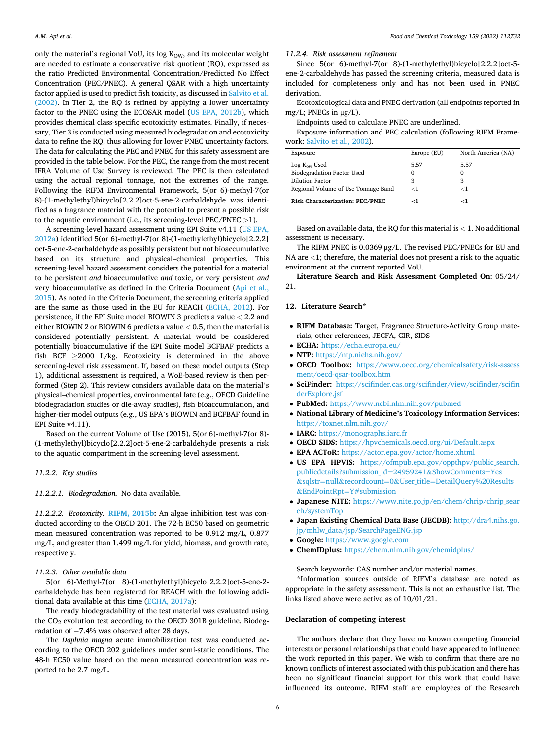only the material's regional VoU, its log $K_{OW}$, and its molecular weight are needed to estimate a conservative risk quotient (RQ), expressed as the ratio Predicted Environmental Concentration/Predicted No Effect Concentration (PEC/PNEC). A general QSAR with a high uncertainty factor applied is used to predict fish toxicity, as discussed in Salvito et al. (2002). In Tier 2, the RQ is refined by applying a lower uncertainty factor to the PNEC using the ECOSAR model (US EPA, 2012b), which provides chemical class-specific ecotoxicity estimates. Finally, if necessary, Tier 3 is conducted using measured biodegradation and ecotoxicity data to refine the RQ, thus allowing for lower PNEC uncertainty factors. The data for calculating the PEC and PNEC for this safety assessment are provided in the table below. For the PEC, the range from the most recent IFRA Volume of Use Survey is reviewed. The PEC is then calculated using the actual regional tonnage, not the extremes of the range. Following the RIFM Environmental Framework, 5(or 6)-methyl-7(or 8)-(1-methylethyl)bicyclo[2.2.2]oct-5-ene-2-carbaldehyde was identified as a fragrance material with the potential to present a possible risk to the aquatic environment (i.e., its screening-level PEC/PNEC >1).

A screening-level hazard assessment using EPI Suite v4.11 (US EPA, 2012a) identified 5(or 6)-methyl-7(or 8)-(1-methylethyl)bicyclo[2.2.2]oct-5-ene-2-carbaldehyde as possibly persistent but not bioaccumulative based on its structure and physical–chemical properties. This screening-level hazard assessment considers the potential for a material to be persistent *and* bioaccumulative *and* toxic, or very persistent *and* very bioaccumulative as defined in the Criteria Document (Api et al., 2015). As noted in the Criteria Document, the screening criteria applied are the same as those used in the EU for REACH (ECHA, 2012). For persistence, if the EPI Suite model BIOWIN 3 predicts a value < 2.2 and either BIOWIN 2 or BIOWIN 6 predicts a value < 0.5, then the material is considered potentially persistent. A material would be considered potentially bioaccumulative if the EPI Suite model BCFBAF predicts a fish BCF ≥2000 L/kg. Ecotoxicity is determined in the above screening-level risk assessment. If, based on these model outputs (Step 1), additional assessment is required, a WoE-based review is then performed (Step 2). This review considers available data on the material's physical–chemical properties, environmental fate (e.g., OECD Guideline biodegradation studies or die-away studies), fish bioaccumulation, and higher-tier model outputs (e.g., US EPA's BIOWIN and BCFBAF found in EPI Suite v4.11).

Based on the current Volume of Use (2015), 5(or 6)-methyl-7(or 8)-(1-methylethyl)bicyclo[2.2.2]oct-5-ene-2-carbaldehyde presents a risk to the aquatic compartment in the screening-level assessment.

*11.2.2. Key studies*

*11.2.2.1. Biodegradation.* No data available.

*11.2.2.2. Ecotoxicity.* **RIFM, 2015b:** An algae inhibition test was conducted according to the OECD 201. The 72-h EC50 based on geometric mean measured concentration was reported to be 0.912 mg/L, 0.877 mg/L, and greater than 1.499 mg/L for yield, biomass, and growth rate, respectively.

*11.2.3. Other available data*

5(or 6)-Methyl-7(or 8)-(1-methylethyl)bicyclo[2.2.2]oct-5-ene-2-carbaldehyde has been registered for REACH with the following additional data available at this time (ECHA, 2017a):

The ready biodegradability of the test material was evaluated using the $CO_2$ evolution test according to the OECD 301B guideline. Biodegradation of −7.4% was observed after 28 days.

The *Daphnia magna* acute immobilization test was conducted according to the OECD 202 guidelines under semi-static conditions. The 48-h EC50 value based on the mean measured concentration was reported to be 2.7 mg/L.

*11.2.4. Risk assessment refinement*

Since 5(or 6)-methyl-7(or 8)-(1-methylethyl)bicyclo[2.2.2]oct-5-ene-2-carbaldehyde has passed the screening criteria, measured data is included for completeness only and has not been used in PNEC derivation.

Ecotoxicological data and PNEC derivation (all endpoints reported in mg/L; PNECs in μg/L).

Endpoints used to calculate PNEC are underlined.

Exposure information and PEC calculation (following RIFM Framework: Salvito et al., 2002).

| Exposure | Europe (EU) | North America (NA) |
|---|---|---|
| Log $K_{ow}$ Used | 5.57 | 5.57 |
| Biodegradation Factor Used | 0 | 0 |
| Dilution Factor | 3 | 3 |
| Regional Volume of Use Tonnage Band | <1 | <1 |
| **Risk Characterization: PEC/PNEC** | **<1** | **<1** |

Based on available data, the RQ for this material is < 1. No additional assessment is necessary.

The RIFM PNEC is 0.0369 μg/L. The revised PEC/PNECs for EU and NA are <1; therefore, the material does not present a risk to the aquatic environment at the current reported VoU.

**Literature Search and Risk Assessment Completed On**: 05/24/21.

## 12. Literature Search*

- **RIFM Database:** Target, Fragrance Structure-Activity Group materials, other references, JECFA, CIR, SIDS
- **ECHA:** https://echa.europa.eu/
- **NTP:** https://ntp.niehs.nih.gov/
- **OECD Toolbox:** https://www.oecd.org/chemicalsafety/risk-assessment/oecd-qsar-toolbox.htm
- **SciFinder:** https://scifinder.cas.org/scifinder/view/scifinder/scifinderExplore.jsf
- **PubMed:** https://www.ncbi.nlm.nih.gov/pubmed
- **National Library of Medicine's Toxicology Information Services:** https://toxnet.nlm.nih.gov/
- **IARC:** https://monographs.iarc.fr
- **OECD SIDS:** https://hpvchemicals.oecd.org/ui/Default.aspx
- **EPA ACToR:** https://actor.epa.gov/actor/home.xhtml
- **US EPA HPVIS:** https://ofmpub.epa.gov/oppthpv/public_search.publicdetails?submission_id=24959241&ShowComments=Yes&sqlstr=null&recordcount=0&User_title=DetailQuery%20Results&EndPointRpt=Y#submission
- **Japanese NITE:** https://www.nite.go.jp/en/chem/chrip/chrip_search/systemTop
- **Japan Existing Chemical Data Base (JECDB):** http://dra4.nihs.go.jp/mhlw_data/jsp/SearchPageENG.jsp
- **Google:** https://www.google.com
- **ChemIDplus:** https://chem.nlm.nih.gov/chemidplus/

Search keywords: CAS number and/or material names.

*Information sources outside of RIFM's database are noted as appropriate in the safety assessment. This is not an exhaustive list. The links listed above were active as of 10/01/21.

### Declaration of competing interest

The authors declare that they have no known competing financial interests or personal relationships that could have appeared to influence the work reported in this paper. We wish to confirm that there are no known conflicts of interest associated with this publication and there has been no significant financial support for this work that could have influenced its outcome. RIFM staff are employees of the Research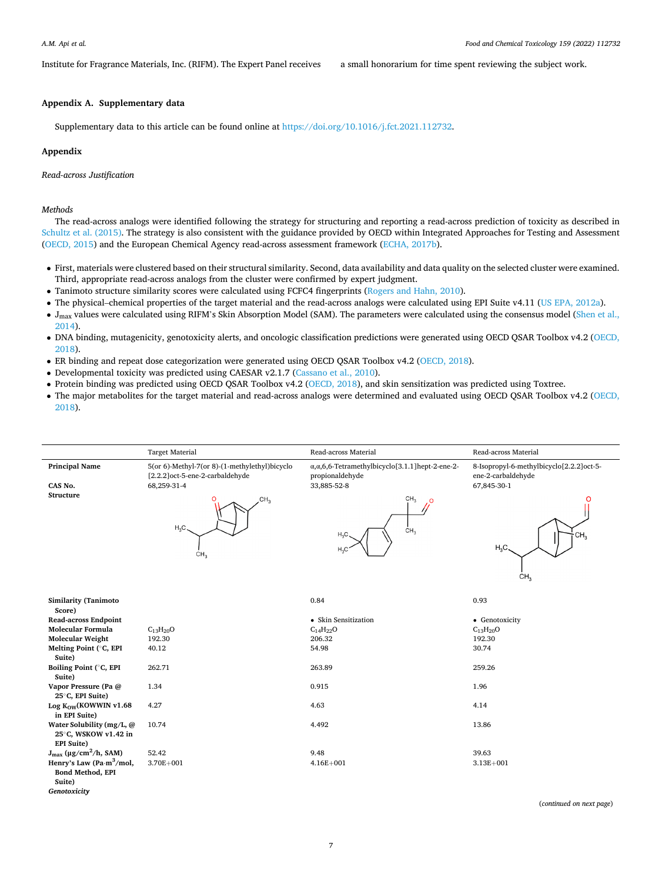Institute for Fragrance Materials, Inc. (RIFM). The Expert Panel receives a small honorarium for time spent reviewing the subject work.

## Appendix A. Supplementary data

Supplementary data to this article can be found online at https://doi.org/10.1016/j.fct.2021.112732.

## Appendix

*Read-across Justification*

*Methods*

The read-across analogs were identified following the strategy for structuring and reporting a read-across prediction of toxicity as described in Schultz et al. (2015). The strategy is also consistent with the guidance provided by OECD within Integrated Approaches for Testing and Assessment (OECD, 2015) and the European Chemical Agency read-across assessment framework (ECHA, 2017b).

- First, materials were clustered based on their structural similarity. Second, data availability and data quality on the selected cluster were examined. Third, appropriate read-across analogs from the cluster were confirmed by expert judgment.
- Tanimoto structure similarity scores were calculated using FCFC4 fingerprints (Rogers and Hahn, 2010).
- The physical–chemical properties of the target material and the read-across analogs were calculated using EPI Suite v4.11 (US EPA, 2012a).
- $J_{max}$ values were calculated using RIFM's Skin Absorption Model (SAM). The parameters were calculated using the consensus model (Shen et al., 2014).
- DNA binding, mutagenicity, genotoxicity alerts, and oncologic classification predictions were generated using OECD QSAR Toolbox v4.2 (OECD, 2018).
- ER binding and repeat dose categorization were generated using OECD QSAR Toolbox v4.2 (OECD, 2018).
- Developmental toxicity was predicted using CAESAR v2.1.7 (Cassano et al., 2010).
- Protein binding was predicted using OECD QSAR Toolbox v4.2 (OECD, 2018), and skin sensitization was predicted using Toxtree.
- The major metabolites for the target material and read-across analogs were determined and evaluated using OECD QSAR Toolbox v4.2 (OECD, 2018).

| | Target Material | Read-across Material | Read-across Material |
|---|---|---|---|
| **Principal Name** | 5(or 6)-Methyl-7(or 8)-(1-methylethyl)bicyclo [2.2.2]oct-5-ene-2-carbaldehyde | α,α,6,6-Tetramethylbicyclo[3.1.1]hept-2-ene-2-propionaldehyde | 8-Isopropyl-6-methylbicyclo[2.2.2]oct-5-ene-2-carbaldehyde |
| **CAS No.** | 68,259-31-4 | 33,885-52-8 | 67,845-30-1 |
| **Structure** | | | |
| **Similarity (Tanimoto Score)** | | 0.84 | 0.93 |
| **Read-across Endpoint** | | • Skin Sensitization | • Genotoxicity |
| **Molecular Formula** | $C_{13}H_{20}O$ | $C_{14}H_{22}O$ | $C_{13}H_{20}O$ |
| **Molecular Weight** | 192.30 | 206.32 | 192.30 |
| **Melting Point (°C, EPI Suite)** | 40.12 | 54.98 | 30.74 |
| **Boiling Point (°C, EPI Suite)** | 262.71 | 263.89 | 259.26 |
| **Vapor Pressure (Pa @ 25°C, EPI Suite)** | 1.34 | 0.915 | 1.96 |
| **Log $K_{OW}$(KOWWIN v1.68 in EPI Suite)** | 4.27 | 4.63 | 4.14 |
| **Water Solubility (mg/L, @ 25°C, WSKOW v1.42 in EPI Suite)** | 10.74 | 4.492 | 13.86 |
| **$J_{max}$ (μg/cm²/h, SAM)** | 52.42 | 9.48 | 39.63 |
| **Henry's Law (Pa·m³/mol, Bond Method, EPI Suite)** | 3.70E+001 | 4.16E+001 | 3.13E+001 |
| ***Genotoxicity*** | | | |

(*continued on next page*)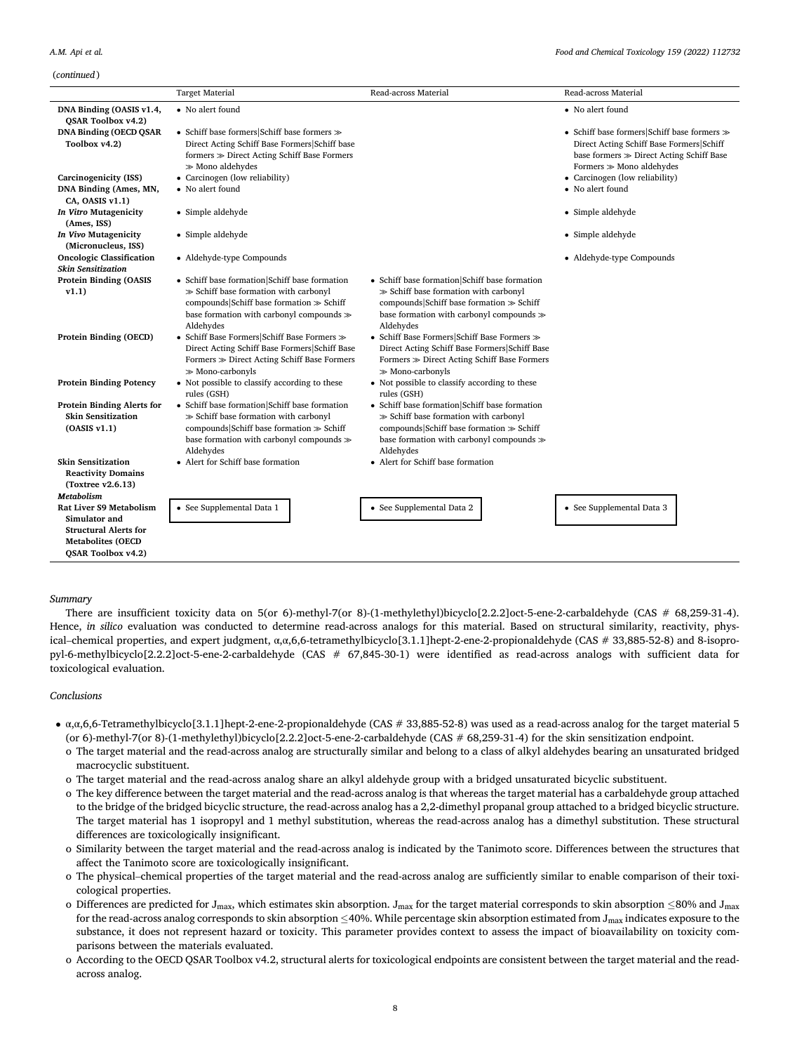(*continued*)

| | Target Material | Read-across Material | Read-across Material |
|---|---|---|---|
| **DNA Binding (OASIS v1.4, QSAR Toolbox v4.2)** | • No alert found | | • No alert found |
| **DNA Binding (OECD QSAR Toolbox v4.2)** | • Schiff base formers\|Schiff base formers ≫ Direct Acting Schiff Base Formers\|Schiff base formers ≫ Direct Acting Schiff Base Formers ≫ Mono aldehydes | | • Schiff base formers\|Schiff base formers ≫ Direct Acting Schiff Base Formers\|Schiff base formers ≫ Direct Acting Schiff Base Formers ≫ Mono aldehydes |
| **Carcinogenicity (ISS)** | • Carcinogen (low reliability) | | • Carcinogen (low reliability) |
| **DNA Binding (Ames, MN, CA, OASIS v1.1)** | • No alert found | | • No alert found |
| ***In Vitro* Mutagenicity (Ames, ISS)** | • Simple aldehyde | | • Simple aldehyde |
| ***In Vivo* Mutagenicity (Micronucleus, ISS)** | • Simple aldehyde | | • Simple aldehyde |
| **Oncologic Classification** | • Aldehyde-type Compounds | | • Aldehyde-type Compounds |
| ***Skin Sensitization*** | | | |
| **Protein Binding (OASIS v1.1)** | • Schiff base formation\|Schiff base formation ≫ Schiff base formation with carbonyl compounds\|Schiff base formation ≫ Schiff base formation with carbonyl compounds ≫ Aldehydes | • Schiff base formation\|Schiff base formation ≫ Schiff base formation with carbonyl compounds\|Schiff base formation ≫ Schiff base formation with carbonyl compounds ≫ Aldehydes | |
| **Protein Binding (OECD)** | • Schiff Base Formers\|Schiff Base Formers ≫ Direct Acting Schiff Base Formers\|Schiff Base Formers ≫ Direct Acting Schiff Base Formers ≫ Mono-carbonyls | • Schiff Base Formers\|Schiff Base Formers ≫ Direct Acting Schiff Base Formers\|Schiff Base Formers ≫ Direct Acting Schiff Base Formers ≫ Mono-carbonyls | |
| **Protein Binding Potency** | • Not possible to classify according to these rules (GSH) | • Not possible to classify according to these rules (GSH) | |
| **Protein Binding Alerts for Skin Sensitization (OASIS v1.1)** | • Schiff base formation\|Schiff base formation ≫ Schiff base formation with carbonyl compounds\|Schiff base formation ≫ Schiff base formation with carbonyl compounds ≫ Aldehydes | • Schiff base formation\|Schiff base formation ≫ Schiff base formation with carbonyl compounds\|Schiff base formation ≫ Schiff base formation with carbonyl compounds ≫ Aldehydes | |
| **Skin Sensitization Reactivity Domains (Toxtree v2.6.13)** | • Alert for Schiff base formation | • Alert for Schiff base formation | |
| ***Metabolism*** | | | |
| **Rat Liver S9 Metabolism Simulator and Structural Alerts for Metabolites (OECD QSAR Toolbox v4.2)** | • See Supplemental Data 1 | • See Supplemental Data 2 | • See Supplemental Data 3 |

*Summary*

There are insufficient toxicity data on 5(or 6)-methyl-7(or 8)-(1-methylethyl)bicyclo[2.2.2]oct-5-ene-2-carbaldehyde (CAS # 68,259-31-4). Hence, *in silico* evaluation was conducted to determine read-across analogs for this material. Based on structural similarity, reactivity, physical–chemical properties, and expert judgment, α,α,6,6-tetramethylbicyclo[3.1.1]hept-2-ene-2-propionaldehyde (CAS # 33,885-52-8) and 8-isopropyl-6-methylbicyclo[2.2.2]oct-5-ene-2-carbaldehyde (CAS # 67,845-30-1) were identified as read-across analogs with sufficient data for toxicological evaluation.

*Conclusions*

- α,α,6,6-Tetramethylbicyclo[3.1.1]hept-2-ene-2-propionaldehyde (CAS # 33,885-52-8) was used as a read-across analog for the target material 5 (or 6)-methyl-7(or 8)-(1-methylethyl)bicyclo[2.2.2]oct-5-ene-2-carbaldehyde (CAS # 68,259-31-4) for the skin sensitization endpoint.
  - o The target material and the read-across analog are structurally similar and belong to a class of alkyl aldehydes bearing an unsaturated bridged macrocyclic substituent.
  - o The target material and the read-across analog share an alkyl aldehyde group with a bridged unsaturated bicyclic substituent.
  - o The key difference between the target material and the read-across analog is that whereas the target material has a carbaldehyde group attached to the bridge of the bridged bicyclic structure, the read-across analog has a 2,2-dimethyl propanal group attached to a bridged bicyclic structure. The target material has 1 isopropyl and 1 methyl substitution, whereas the read-across analog has a dimethyl substitution. These structural differences are toxicologically insignificant.
  - o Similarity between the target material and the read-across analog is indicated by the Tanimoto score. Differences between the structures that affect the Tanimoto score are toxicologically insignificant.
  - o The physical–chemical properties of the target material and the read-across analog are sufficiently similar to enable comparison of their toxicological properties.
  - o Differences are predicted for $J_{max}$, which estimates skin absorption. $J_{max}$ for the target material corresponds to skin absorption ≤80% and $J_{max}$ for the read-across analog corresponds to skin absorption ≤40%. While percentage skin absorption estimated from $J_{max}$ indicates exposure to the substance, it does not represent hazard or toxicity. This parameter provides context to assess the impact of bioavailability on toxicity comparisons between the materials evaluated.
  - o According to the OECD QSAR Toolbox v4.2, structural alerts for toxicological endpoints are consistent between the target material and the read-across analog.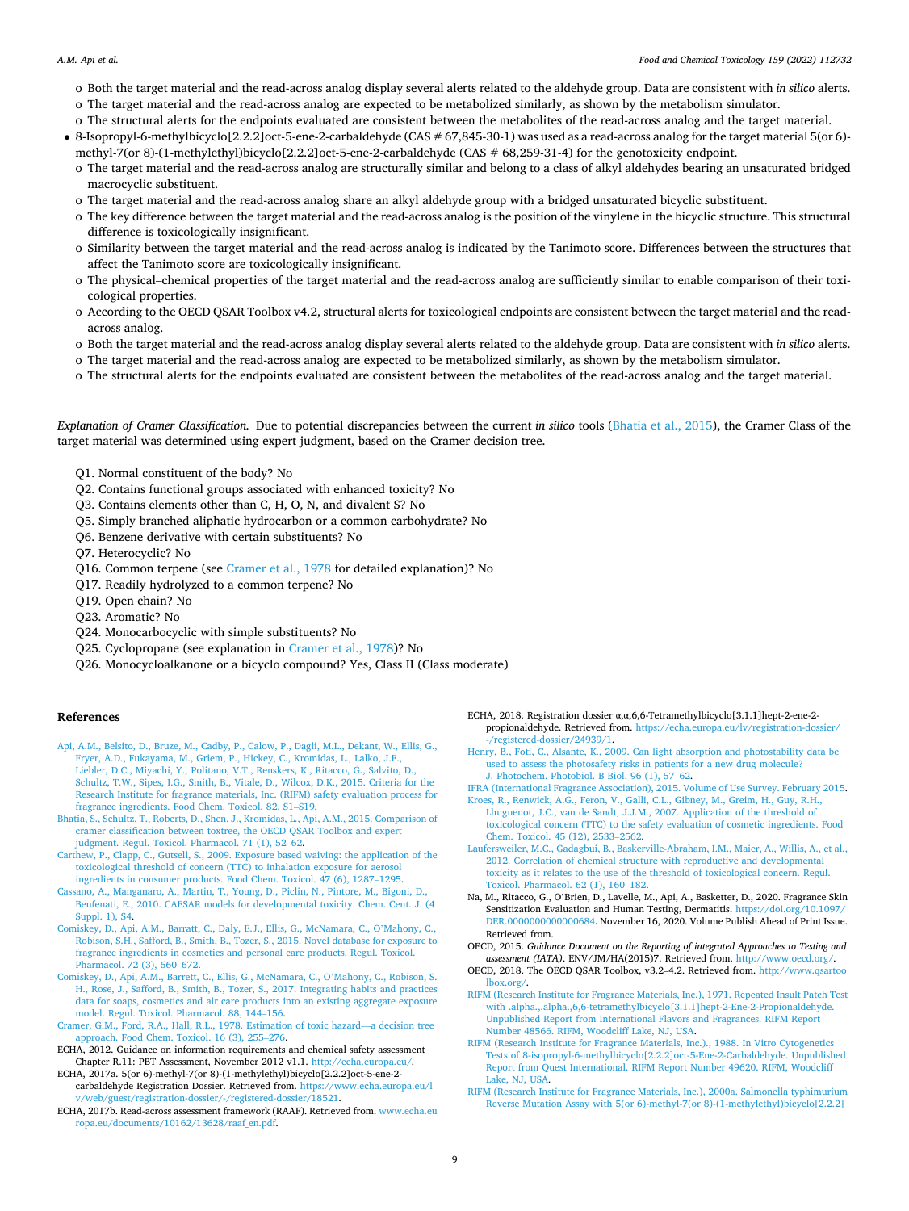- o Both the target material and the read-across analog display several alerts related to the aldehyde group. Data are consistent with *in silico* alerts.
  - o The target material and the read-across analog are expected to be metabolized similarly, as shown by the metabolism simulator.
  - o The structural alerts for the endpoints evaluated are consistent between the metabolites of the read-across analog and the target material.
- 8-Isopropyl-6-methylbicyclo[2.2.2]oct-5-ene-2-carbaldehyde (CAS # 67,845-30-1) was used as a read-across analog for the target material 5(or 6)-methyl-7(or 8)-(1-methylethyl)bicyclo[2.2.2]oct-5-ene-2-carbaldehyde (CAS # 68,259-31-4) for the genotoxicity endpoint.
  - o The target material and the read-across analog are structurally similar and belong to a class of alkyl aldehydes bearing an unsaturated bridged macrocyclic substituent.
  - o The target material and the read-across analog share an alkyl aldehyde group with a bridged unsaturated bicyclic substituent.
  - o The key difference between the target material and the read-across analog is the position of the vinylene in the bicyclic structure. This structural difference is toxicologically insignificant.
  - o Similarity between the target material and the read-across analog is indicated by the Tanimoto score. Differences between the structures that affect the Tanimoto score are toxicologically insignificant.
  - o The physical–chemical properties of the target material and the read-across analog are sufficiently similar to enable comparison of their toxicological properties.
  - o According to the OECD QSAR Toolbox v4.2, structural alerts for toxicological endpoints are consistent between the target material and the read-across analog.
  - o Both the target material and the read-across analog display several alerts related to the aldehyde group. Data are consistent with *in silico* alerts.
  - o The target material and the read-across analog are expected to be metabolized similarly, as shown by the metabolism simulator.
  - o The structural alerts for the endpoints evaluated are consistent between the metabolites of the read-across analog and the target material.

*Explanation of Cramer Classification.* Due to potential discrepancies between the current *in silico* tools (Bhatia et al., 2015), the Cramer Class of the target material was determined using expert judgment, based on the Cramer decision tree.

Q1. Normal constituent of the body? No
Q2. Contains functional groups associated with enhanced toxicity? No
Q3. Contains elements other than C, H, O, N, and divalent S? No
Q5. Simply branched aliphatic hydrocarbon or a common carbohydrate? No
Q6. Benzene derivative with certain substituents? No
Q7. Heterocyclic? No
Q16. Common terpene (see Cramer et al., 1978 for detailed explanation)? No
Q17. Readily hydrolyzed to a common terpene? No
Q19. Open chain? No
Q23. Aromatic? No
Q24. Monocarbocyclic with simple substituents? No
Q25. Cyclopropane (see explanation in Cramer et al., 1978)? No
Q26. Monocycloalkanone or a bicyclo compound? Yes, Class II (Class moderate)

## References

Api, A.M., Belsito, D., Bruze, M., Cadby, P., Calow, P., Dagli, M.L., Dekant, W., Ellis, G., Fryer, A.D., Fukayama, M., Griem, P., Hickey, C., Kromidas, L., Lalko, J.F., Liebler, D.C., Miyachi, Y., Politano, V.T., Renskers, K., Ritacco, G., Salvito, D., Schultz, T.W., Sipes, I.G., Smith, B., Vitale, D., Wilcox, D.K., 2015. Criteria for the Research Institute for fragrance materials, Inc. (RIFM) safety evaluation process for fragrance ingredients. Food Chem. Toxicol. 82, S1–S19.

Bhatia, S., Schultz, T., Roberts, D., Shen, J., Kromidas, L., Api, A.M., 2015. Comparison of cramer classification between toxtree, the OECD QSAR Toolbox and expert judgment. Regul. Toxicol. Pharmacol. 71 (1), 52–62.

Carthew, P., Clapp, C., Gutsell, S., 2009. Exposure based waiving: the application of the toxicological threshold of concern (TTC) to inhalation exposure for aerosol ingredients in consumer products. Food Chem. Toxicol. 47 (6), 1287–1295.

Cassano, A., Manganaro, A., Martin, T., Young, D., Piclin, N., Pintore, M., Bigoni, D., Benfenati, E., 2010. CAESAR models for developmental toxicity. Chem. Cent. J. (4 Suppl. 1), S4.

Comiskey, D., Api, A.M., Barratt, C., Daly, E.J., Ellis, G., McNamara, C., O'Mahony, C., Robison, S.H., Safford, B., Smith, B., Tozer, S., 2015. Novel database for exposure to fragrance ingredients in cosmetics and personal care products. Regul. Toxicol. Pharmacol. 72 (3), 660–672.

Comiskey, D., Api, A.M., Barrett, C., Ellis, G., McNamara, C., O'Mahony, C., Robison, S. H., Rose, J., Safford, B., Smith, B., Tozer, S., 2017. Integrating habits and practices data for soaps, cosmetics and air care products into an existing aggregate exposure model. Regul. Toxicol. Pharmacol. 88, 144–156.

Cramer, G.M., Ford, R.A., Hall, R.L., 1978. Estimation of toxic hazard—a decision tree approach. Food Chem. Toxicol. 16 (3), 255–276.

ECHA, 2012. Guidance on information requirements and chemical safety assessment Chapter R.11: PBT Assessment, November 2012 v1.1. http://echa.europa.eu/.

ECHA, 2017a. 5(or 6)-methyl-7(or 8)-(1-methylethyl)bicyclo[2.2.2]oct-5-ene-2-carbaldehyde Registration Dossier. Retrieved from. https://www.echa.europa.eu/lv/web/guest/registration-dossier/-/registered-dossier/18521.

ECHA, 2017b. Read-across assessment framework (RAAF). Retrieved from. www.echa.europa.eu/documents/10162/13628/raaf_en.pdf.

ECHA, 2018. Registration dossier α,α,6,6-Tetramethylbicyclo[3.1.1]hept-2-ene-2-propionaldehyde. Retrieved from. https://echa.europa.eu/lv/registration-dossier/-/registered-dossier/24939/1.

Henry, B., Foti, C., Alsante, K., 2009. Can light absorption and photostability data be used to assess the photosafety risks in patients for a new drug molecule? J. Photochem. Photobiol. B Biol. 96 (1), 57–62.

IFRA (International Fragrance Association), 2015. Volume of Use Survey. February 2015.

Kroes, R., Renwick, A.G., Feron, V., Galli, C.L., Gibney, M., Greim, H., Guy, R.H., Lhuguenot, J.C., van de Sandt, J.J.M., 2007. Application of the threshold of toxicological concern (TTC) to the safety evaluation of cosmetic ingredients. Food Chem. Toxicol. 45 (12), 2533–2562.

Laufersweiler, M.C., Gadagbui, B., Baskerville-Abraham, I.M., Maier, A., Willis, A., et al., 2012. Correlation of chemical structure with reproductive and developmental toxicity as it relates to the use of the threshold of toxicological concern. Regul. Toxicol. Pharmacol. 62 (1), 160–182.

Na, M., Ritacco, G., O'Brien, D., Lavelle, M., Api, A., Basketter, D., 2020. Fragrance Skin Sensitization Evaluation and Human Testing, Dermatitis. https://doi.org/10.1097/DER.0000000000000684. November 16, 2020. Volume Publish Ahead of Print Issue. Retrieved from.

OECD, 2015. *Guidance Document on the Reporting of integrated Approaches to Testing and assessment (IATA)*. ENV/JM/HA(2015)7. Retrieved from. http://www.oecd.org/.

OECD, 2018. The OECD QSAR Toolbox, v3.2–4.2. Retrieved from. http://www.qsartoolbox.org/.

RIFM (Research Institute for Fragrance Materials, Inc.), 1971. Repeated Insult Patch Test with .alpha.,.alpha.,6,6-tetramethylbicyclo[3.1.1]hept-2-Ene-2-Propionaldehyde. Unpublished Report from International Flavors and Fragrances. RIFM Report Number 48566. RIFM, Woodcliff Lake, NJ, USA.

RIFM (Research Institute for Fragrance Materials, Inc.)., 1988. In Vitro Cytogenetics Tests of 8-isopropyl-6-methylbicyclo[2.2.2]oct-5-Ene-2-Carbaldehyde. Unpublished Report from Quest International. RIFM Report Number 49620. RIFM, Woodcliff Lake, NJ, USA.

RIFM (Research Institute for Fragrance Materials, Inc), 2000a. Salmonella typhimurium Reverse Mutation Assay with 5(or 6)-methyl-7(or 8)-(1-methylethyl)bicyclo[2.2.2]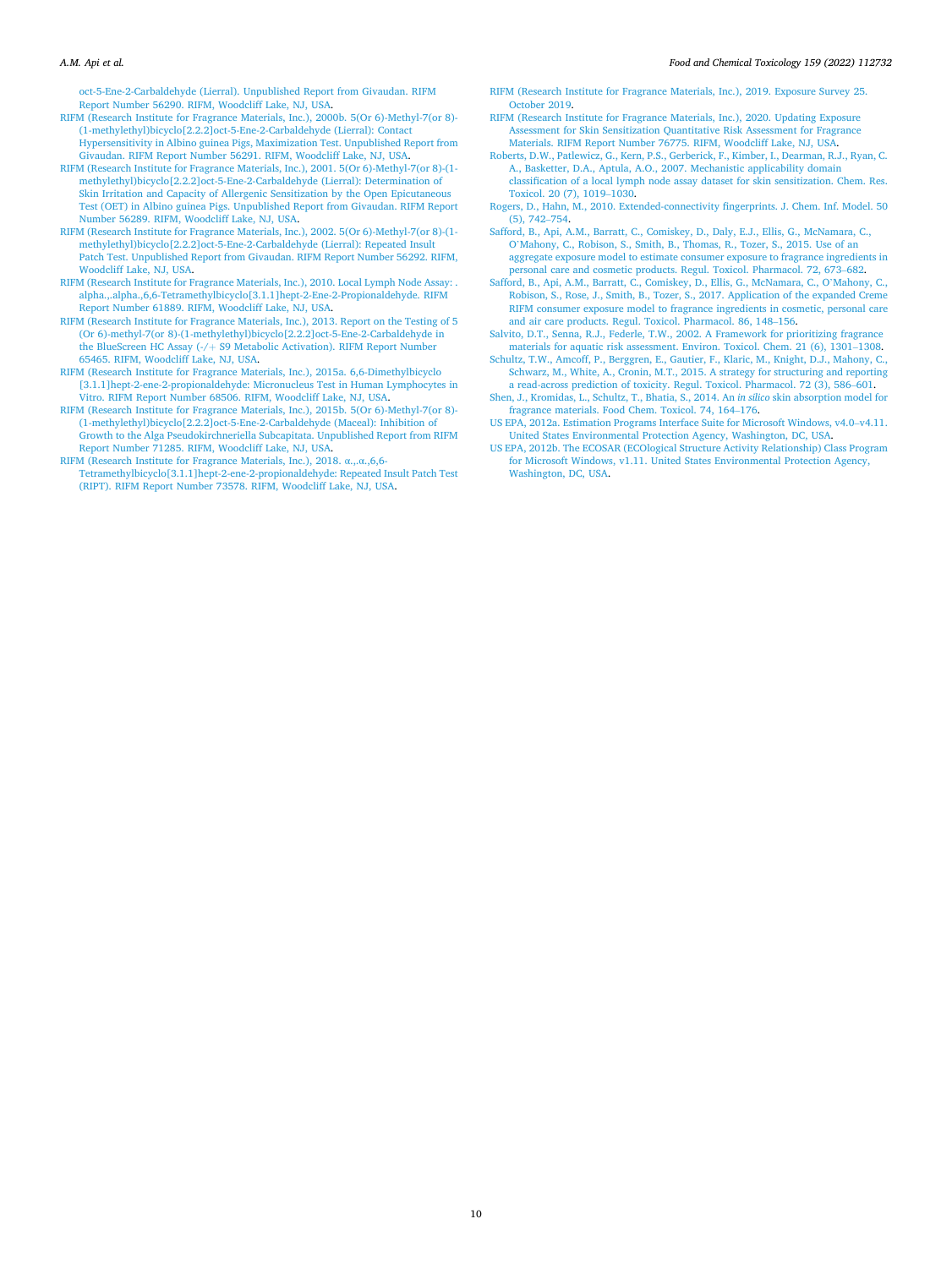oct-5-Ene-2-Carbaldehyde (Lierral). Unpublished Report from Givaudan. RIFM Report Number 56290. RIFM, Woodcliff Lake, NJ, USA.

RIFM (Research Institute for Fragrance Materials, Inc.), 2000b. 5(Or 6)-Methyl-7(or 8)-(1-methylethyl)bicyclo[2.2.2]oct-5-Ene-2-Carbaldehyde (Lierral): Contact Hypersensitivity in Albino guinea Pigs, Maximization Test. Unpublished Report from Givaudan. RIFM Report Number 56291. RIFM, Woodcliff Lake, NJ, USA.

RIFM (Research Institute for Fragrance Materials, Inc.), 2001. 5(Or 6)-Methyl-7(or 8)-(1-methylethyl)bicyclo[2.2.2]oct-5-Ene-2-Carbaldehyde (Lierral): Determination of Skin Irritation and Capacity of Allergenic Sensitization by the Open Epicutaneous Test (OET) in Albino guinea Pigs. Unpublished Report from Givaudan. RIFM Report Number 56289. RIFM, Woodcliff Lake, NJ, USA.

RIFM (Research Institute for Fragrance Materials, Inc.), 2002. 5(Or 6)-Methyl-7(or 8)-(1-methylethyl)bicyclo[2.2.2]oct-5-Ene-2-Carbaldehyde (Lierral): Repeated Insult Patch Test. Unpublished Report from Givaudan. RIFM Report Number 56292. RIFM, Woodcliff Lake, NJ, USA.

RIFM (Research Institute for Fragrance Materials, Inc.), 2010. Local Lymph Node Assay: .alpha.,.alpha.,6,6-Tetramethylbicyclo[3.1.1]hept-2-Ene-2-Propionaldehyde. RIFM Report Number 61889. RIFM, Woodcliff Lake, NJ, USA.

RIFM (Research Institute for Fragrance Materials, Inc.), 2013. Report on the Testing of 5 (Or 6)-methyl-7(or 8)-(1-methylethyl)bicyclo[2.2.2]oct-5-Ene-2-Carbaldehyde in the BlueScreen HC Assay (-/+ S9 Metabolic Activation). RIFM Report Number 65465. RIFM, Woodcliff Lake, NJ, USA.

RIFM (Research Institute for Fragrance Materials, Inc.), 2015a. 6,6-Dimethylbicyclo [3.1.1]hept-2-ene-2-propionaldehyde: Micronucleus Test in Human Lymphocytes in Vitro. RIFM Report Number 68506. RIFM, Woodcliff Lake, NJ, USA.

RIFM (Research Institute for Fragrance Materials, Inc.), 2015b. 5(Or 6)-Methyl-7(or 8)-(1-methylethyl)bicyclo[2.2.2]oct-5-Ene-2-Carbaldehyde (Maceal): Inhibition of Growth to the Alga Pseudokirchneriella Subcapitata. Unpublished Report from RIFM Report Number 71285. RIFM, Woodcliff Lake, NJ, USA.

RIFM (Research Institute for Fragrance Materials, Inc.), 2018. α.,.α.,6,6-Tetramethylbicyclo[3.1.1]hept-2-ene-2-propionaldehyde: Repeated Insult Patch Test (RIPT). RIFM Report Number 73578. RIFM, Woodcliff Lake, NJ, USA.

RIFM (Research Institute for Fragrance Materials, Inc.), 2019. Exposure Survey 25. October 2019.

RIFM (Research Institute for Fragrance Materials, Inc.), 2020. Updating Exposure Assessment for Skin Sensitization Quantitative Risk Assessment for Fragrance Materials. RIFM Report Number 76775. RIFM, Woodcliff Lake, NJ, USA.

Roberts, D.W., Patlewicz, G., Kern, P.S., Gerberick, F., Kimber, I., Dearman, R.J., Ryan, C. A., Basketter, D.A., Aptula, A.O., 2007. Mechanistic applicability domain classification of a local lymph node assay dataset for skin sensitization. Chem. Res. Toxicol. 20 (7), 1019–1030.

Rogers, D., Hahn, M., 2010. Extended-connectivity fingerprints. J. Chem. Inf. Model. 50 (5), 742–754.

Safford, B., Api, A.M., Barratt, C., Comiskey, D., Daly, E.J., Ellis, G., McNamara, C., O'Mahony, C., Robison, S., Smith, B., Thomas, R., Tozer, S., 2015. Use of an aggregate exposure model to estimate consumer exposure to fragrance ingredients in personal care and cosmetic products. Regul. Toxicol. Pharmacol. 72, 673–682.

Safford, B., Api, A.M., Barratt, C., Comiskey, D., Ellis, G., McNamara, C., O'Mahony, C., Robison, S., Rose, J., Smith, B., Tozer, S., 2017. Application of the expanded Creme RIFM consumer exposure model to fragrance ingredients in cosmetic, personal care and air care products. Regul. Toxicol. Pharmacol. 86, 148–156.

Salvito, D.T., Senna, R.J., Federle, T.W., 2002. A Framework for prioritizing fragrance materials for aquatic risk assessment. Environ. Toxicol. Chem. 21 (6), 1301–1308.

Schultz, T.W., Amcoff, P., Berggren, E., Gautier, F., Klaric, M., Knight, D.J., Mahony, C., Schwarz, M., White, A., Cronin, M.T., 2015. A strategy for structuring and reporting a read-across prediction of toxicity. Regul. Toxicol. Pharmacol. 72 (3), 586–601.

Shen, J., Kromidas, L., Schultz, T., Bhatia, S., 2014. An *in silico* skin absorption model for fragrance materials. Food Chem. Toxicol. 74, 164–176.

US EPA, 2012a. Estimation Programs Interface Suite for Microsoft Windows, v4.0–v4.11. United States Environmental Protection Agency, Washington, DC, USA.

US EPA, 2012b. The ECOSAR (ECOlogical Structure Activity Relationship) Class Program for Microsoft Windows, v1.11. United States Environmental Protection Agency, Washington, DC, USA.